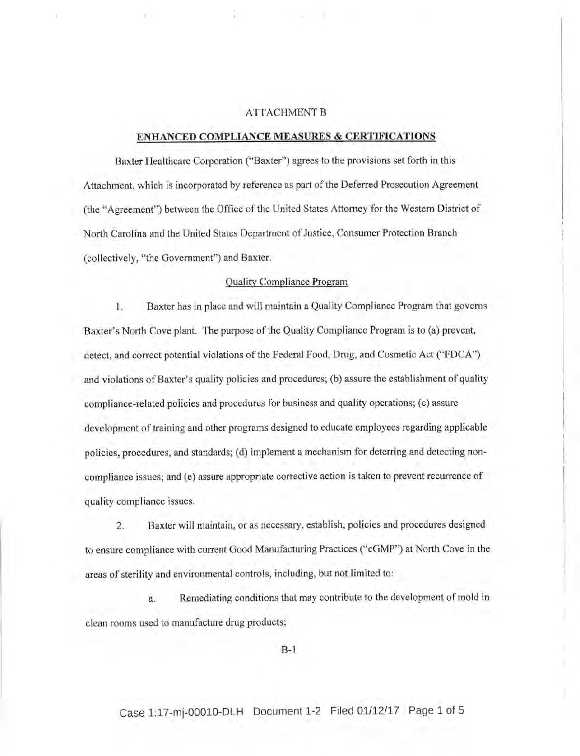# ATTACHMENT B

## ENHANCED COMPLIANCE MEASURES & CERTIFICATIONS

Baxter Healthcare Corporation ("Baxter") agrees to the provisions set forth in this Attachment, which is incorporated by reference as part of the Deferred Prosecution Agreement (the "Agreement") between the Office of the United States Attorney for the Western District of North Carolina and the United States Department of Justice, Consumer Protection Branch (collectively, "the Government") and Baxter.

### Quality Compliance Program

1. Baxter has in place and will maintain a Quality Compliance Program that governs Baxter's North Cove plant. The purpose of the Quality Compliance Program is to (a) prevent, detect, and correct potential violations of the Federal Food, Drug, and Cosmetic Act ("FDCA") and violations of Baxter's quality policies and procedures; (b) assure the establishment of quality compliance-related policies and procedures for business and quality operations; (c) assure development of training and other programs designed to educate employees regarding applicable policies, procedures, and standards; (d) implement a mechanism for deterring and detecting non-compliance issues; and (e) assure appropriate corrective action is taken to prevent recurrence of quality compliance issues.

2. Baxter will maintain, or as necessary, establish, policies and procedures designed to ensure compliance with current Good Manufacturing Practices ("cGMP") at North Cove in the areas of sterility and environmental controls, including, but not limited to:

   a. Remediating conditions that may contribute to the development of mold in clean rooms used to manufacture drug products;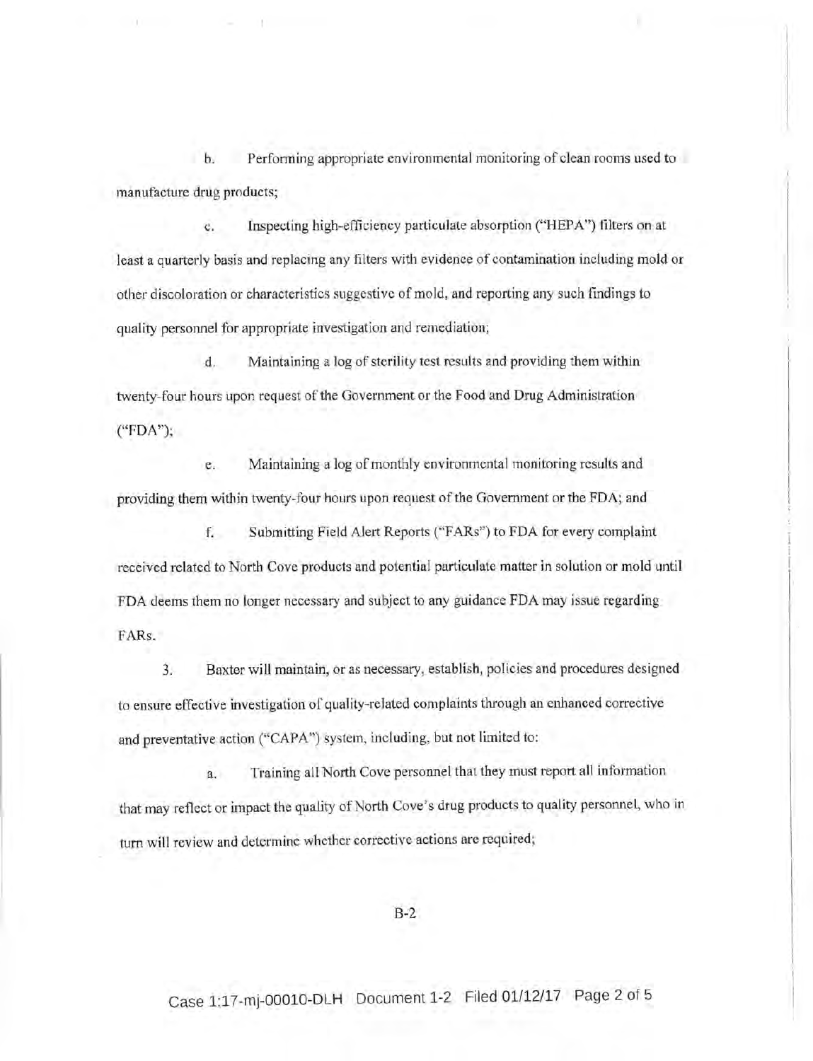b. Performing appropriate environmental monitoring of clean rooms used to manufacture drug products;

c. Inspecting high-efficiency particulate absorption ("HEPA") filters on at least a quarterly basis and replacing any filters with evidence of contamination including mold or other discoloration or characteristics suggestive of mold, and reporting any such findings to quality personnel for appropriate investigation and remediation;

d. Maintaining a log of sterility test results and providing them within twenty-four hours upon request of the Government or the Food and Drug Administration ("FDA");

e. Maintaining a log of monthly environmental monitoring results and providing them within twenty-four hours upon request of the Government or the FDA; and

f. Submitting Field Alert Reports ("FARs") to FDA for every complaint received related to North Cove products and potential particulate matter in solution or mold until FDA deems them no longer necessary and subject to any guidance FDA may issue regarding FARs.

3. Baxter will maintain, or as necessary, establish, policies and procedures designed to ensure effective investigation of quality-related complaints through an enhanced corrective and preventative action ("CAPA") system, including, but not limited to:

a. Training all North Cove personnel that they must report all information that may reflect or impact the quality of North Cove's drug products to quality personnel, who in turn will review and determine whether corrective actions are required;

B-2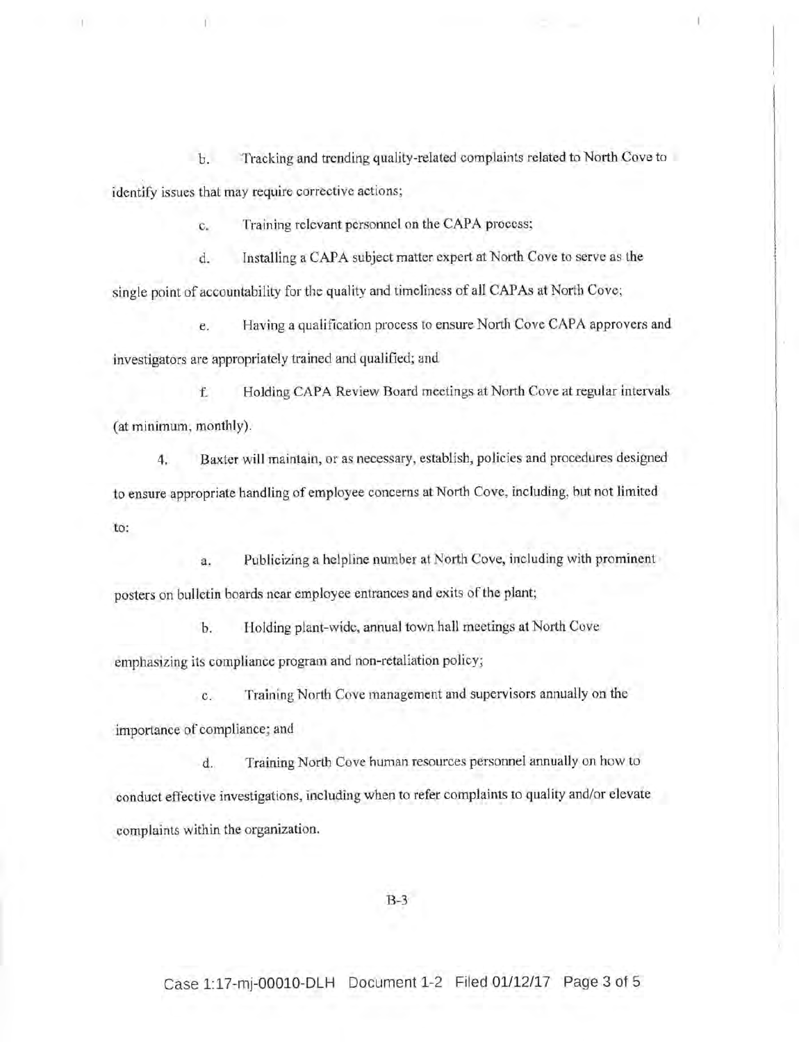b. Tracking and trending quality-related complaints related to North Cove to identify issues that may require corrective actions;

c. Training relevant personnel on the CAPA process;

d. Installing a CAPA subject matter expert at North Cove to serve as the single point of accountability for the quality and timeliness of all CAPAs at North Cove;

e. Having a qualification process to ensure North Cove CAPA approvers and investigators are appropriately trained and qualified; and

f. Holding CAPA Review Board meetings at North Cove at regular intervals (at minimum, monthly).

4. Baxter will maintain, or as necessary, establish, policies and procedures designed to ensure appropriate handling of employee concerns at North Cove, including, but not limited to:

a. Publicizing a helpline number at North Cove, including with prominent posters on bulletin boards near employee entrances and exits of the plant;

b. Holding plant-wide, annual town hall meetings at North Cove emphasizing its compliance program and non-retaliation policy;

c. Training North Cove management and supervisors annually on the importance of compliance; and

d. Training North Cove human resources personnel annually on how to conduct effective investigations, including when to refer complaints to quality and/or elevate complaints within the organization.

B-3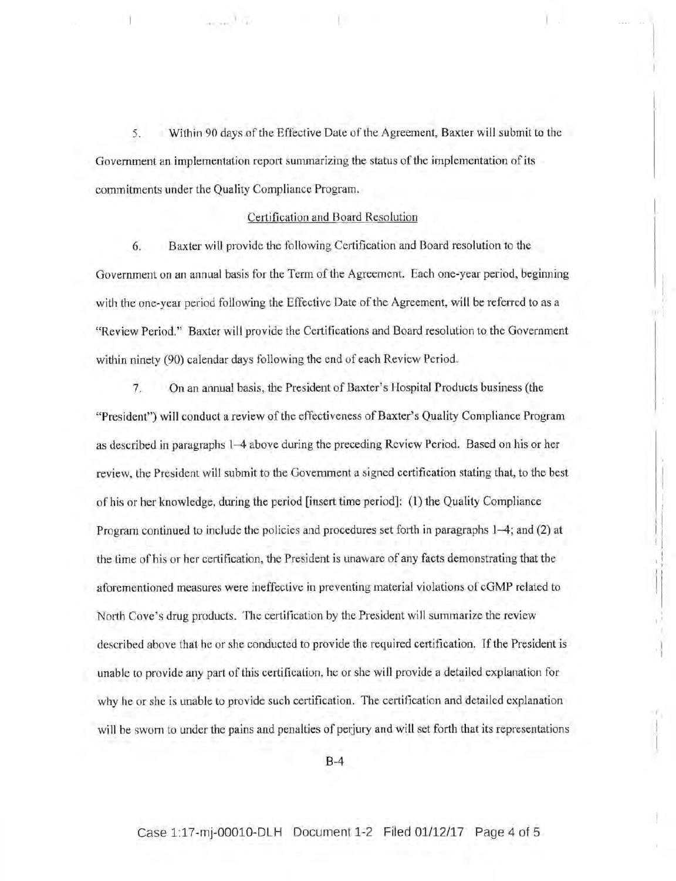5. Within 90 days of the Effective Date of the Agreement, Baxter will submit to the Government an implementation report summarizing the status of the implementation of its commitments under the Quality Compliance Program.

Certification and Board Resolution

6. Baxter will provide the following Certification and Board resolution to the Government on an annual basis for the Term of the Agreement. Each one-year period, beginning with the one-year period following the Effective Date of the Agreement, will be referred to as a "Review Period." Baxter will provide the Certifications and Board resolution to the Government within ninety (90) calendar days following the end of each Review Period.

7. On an annual basis, the President of Baxter's Hospital Products business (the "President") will conduct a review of the effectiveness of Baxter's Quality Compliance Program as described in paragraphs 1–4 above during the preceding Review Period. Based on his or her review, the President will submit to the Government a signed certification stating that, to the best of his or her knowledge, during the period [insert time period]: (1) the Quality Compliance Program continued to include the policies and procedures set forth in paragraphs 1–4; and (2) at the time of his or her certification, the President is unaware of any facts demonstrating that the aforementioned measures were ineffective in preventing material violations of cGMP related to North Cove's drug products. The certification by the President will summarize the review described above that he or she conducted to provide the required certification. If the President is unable to provide any part of this certification, he or she will provide a detailed explanation for why he or she is unable to provide such certification. The certification and detailed explanation will be sworn to under the pains and penalties of perjury and will set forth that its representations

B-4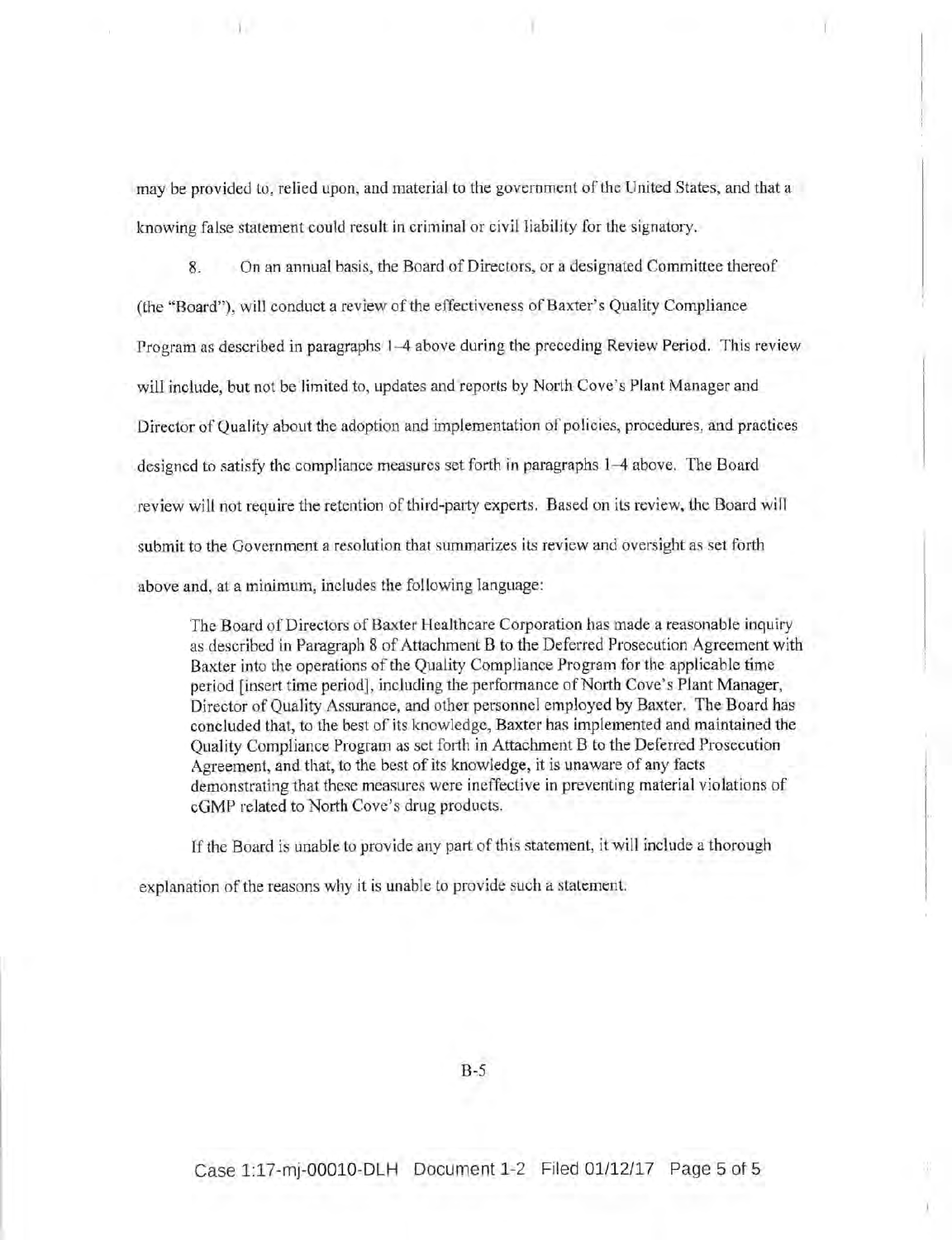may be provided to, relied upon, and material to the government of the United States, and that a knowing false statement could result in criminal or civil liability for the signatory.

8. On an annual basis, the Board of Directors, or a designated Committee thereof (the "Board"), will conduct a review of the effectiveness of Baxter's Quality Compliance Program as described in paragraphs 1–4 above during the preceding Review Period. This review will include, but not be limited to, updates and reports by North Cove's Plant Manager and Director of Quality about the adoption and implementation of policies, procedures, and practices designed to satisfy the compliance measures set forth in paragraphs 1–4 above. The Board review will not require the retention of third-party experts. Based on its review, the Board will submit to the Government a resolution that summarizes its review and oversight as set forth above and, at a minimum, includes the following language:

> The Board of Directors of Baxter Healthcare Corporation has made a reasonable inquiry as described in Paragraph 8 of Attachment B to the Deferred Prosecution Agreement with Baxter into the operations of the Quality Compliance Program for the applicable time period [insert time period], including the performance of North Cove's Plant Manager, Director of Quality Assurance, and other personnel employed by Baxter. The Board has concluded that, to the best of its knowledge, Baxter has implemented and maintained the Quality Compliance Program as set forth in Attachment B to the Deferred Prosecution Agreement, and that, to the best of its knowledge, it is unaware of any facts demonstrating that these measures were ineffective in preventing material violations of cGMP related to North Cove's drug products.

If the Board is unable to provide any part of this statement, it will include a thorough explanation of the reasons why it is unable to provide such a statement.

B-5